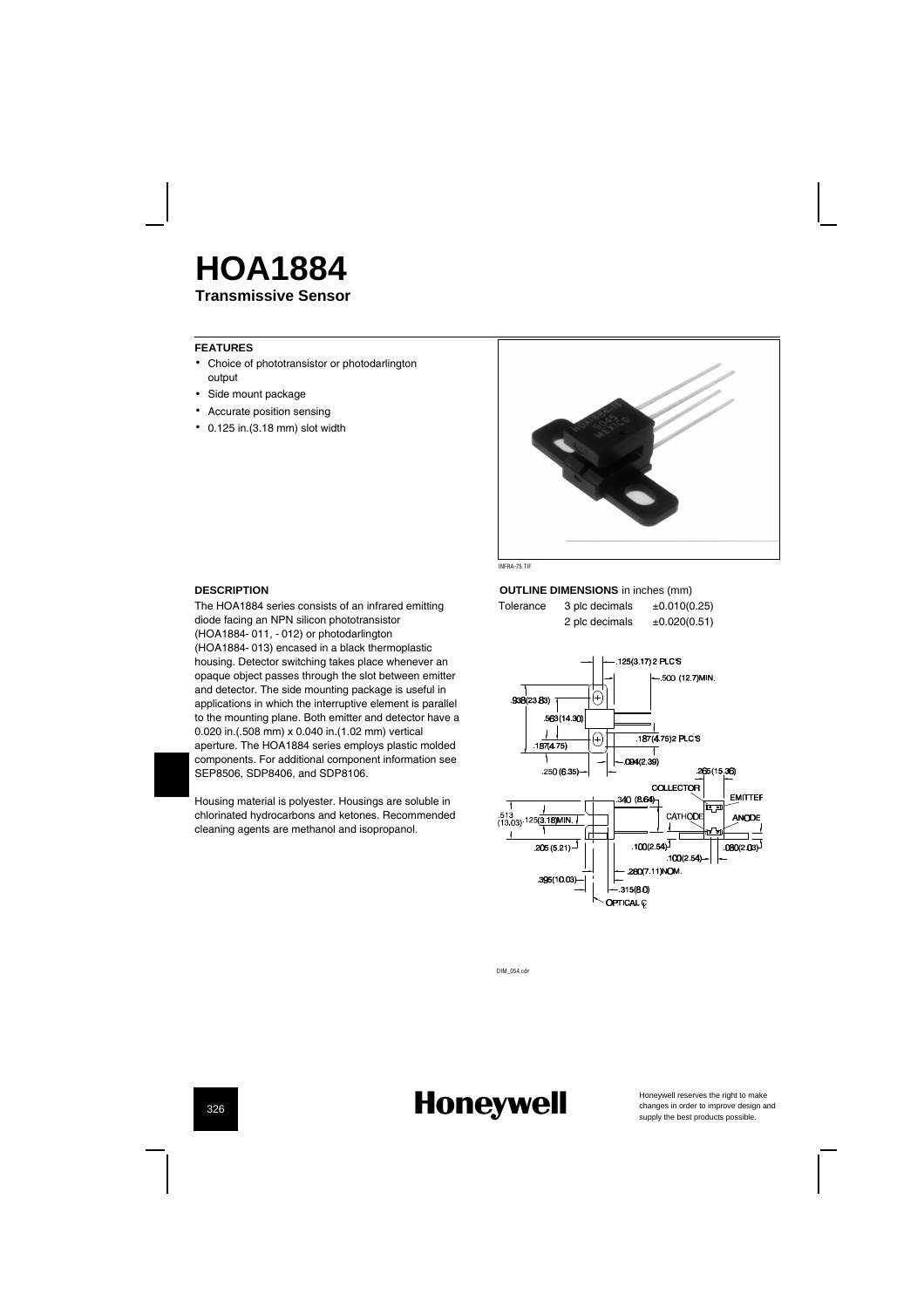# HOA1884

## Transmissive Sensor

### FEATURES

- Choice of phototransistor or photodarlington output
- Side mount package
- Accurate position sensing
- 0.125 in.(3.18 mm) slot width

INFRA-75.TIF

### DESCRIPTION

The HOA1884 series consists of an infrared emitting diode facing an NPN silicon phototransistor (HOA1884- 011, - 012) or photodarlington (HOA1884- 013) encased in a black thermoplastic housing. Detector switching takes place whenever an opaque object passes through the slot between emitter and detector. The side mounting package is useful in applications in which the interruptive element is parallel to the mounting plane. Both emitter and detector have a 0.020 in.(.508 mm) x 0.040 in.(1.02 mm) vertical aperture. The HOA1884 series employs plastic molded components. For additional component information see SEP8506, SDP8406, and SDP8106.

Housing material is polyester. Housings are soluble in chlorinated hydrocarbons and ketones. Recommended cleaning agents are methanol and isopropanol.

### OUTLINE DIMENSIONS in inches (mm)

| Tolerance | 3 plc decimals | ±0.010(0.25) |
|---|---|---|
| | 2 plc decimals | ±0.020(0.51) |

DIM_054.cdr

Honeywell reserves the right to make changes in order to improve design and supply the best products possible.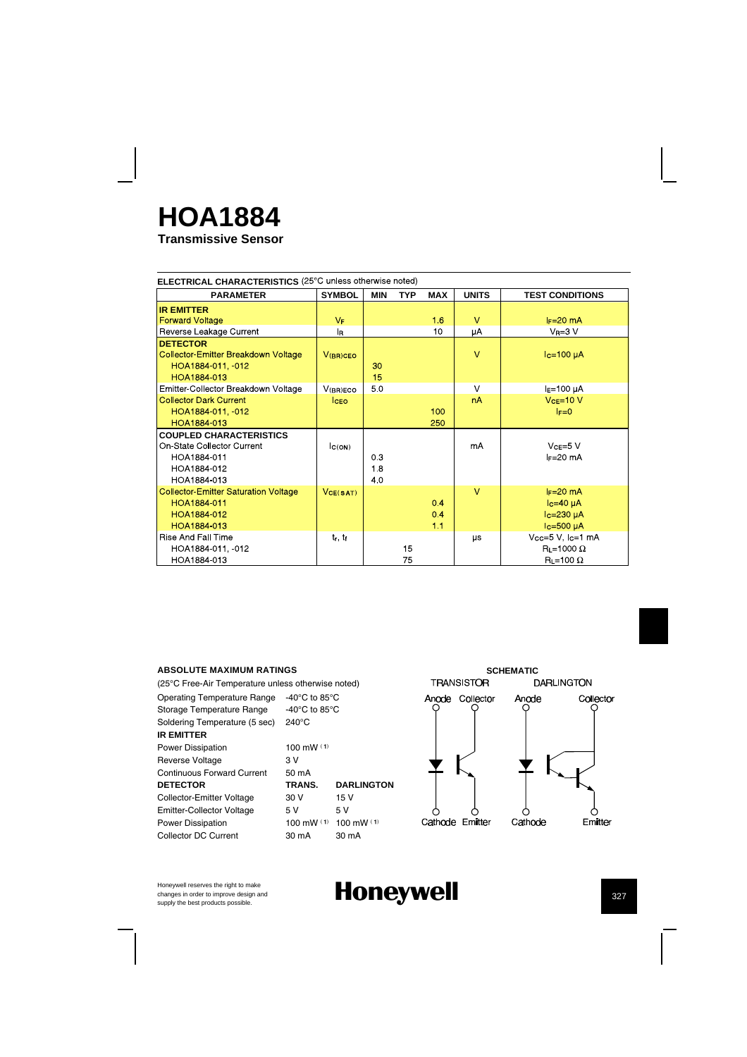# HOA1884

**Transmissive Sensor**

**ELECTRICAL CHARACTERISTICS** (25°C unless otherwise noted)

| PARAMETER | SYMBOL | MIN | TYP | MAX | UNITS | TEST CONDITIONS |
|---|---|---|---|---|---|---|
| **IR EMITTER** | | | | | | |
| Forward Voltage | $V_F$ | | | 1.6 | V | $I_F$=20 mA |
| Reverse Leakage Current | $I_R$ | | | 10 | μA | $V_R$=3 V |
| **DETECTOR** | | | | | | |
| Collector-Emitter Breakdown Voltage | $V_{(BR)CEO}$ | | | | V | $I_C$=100 μA |
| HOA1884-011, -012 | | 30 | | | | |
| HOA1884-013 | | 15 | | | | |
| Emitter-Collector Breakdown Voltage | $V_{(BR)ECO}$ | 5.0 | | | V | $I_E$=100 μA |
| Collector Dark Current | $I_{CEO}$ | | | | nA | $V_{CE}$=10 V |
| HOA1884-011, -012 | | | | 100 | | $I_F$=0 |
| HOA1884-013 | | | | 250 | | |
| **COUPLED CHARACTERISTICS** | | | | | | |
| On-State Collector Current | $I_{C(ON)}$ | | | | mA | $V_{CE}$=5 V |
| HOA1884-011 | | 0.3 | | | | $I_F$=20 mA |
| HOA1884-012 | | 1.8 | | | | |
| HOA1884-013 | | 4.0 | | | | |
| Collector-Emitter Saturation Voltage | $V_{CE(SAT)}$ | | | | V | $I_F$=20 mA |
| HOA1884-011 | | | | 0.4 | | $I_C$=40 μA |
| HOA1884-012 | | | | 0.4 | | $I_C$=230 μA |
| HOA1884-013 | | | | 1.1 | | $I_C$=500 μA |
| Rise And Fall Time | $t_r$, $t_f$ | | | | μs | $V_{CC}$=5 V, $I_C$=1 mA |
| HOA1884-011, -012 | | | 15 | | | $R_L$=1000 Ω |
| HOA1884-013 | | | 75 | | | $R_L$=100 Ω |

**ABSOLUTE MAXIMUM RATINGS**

(25°C Free-Air Temperature unless otherwise noted)

| | | |
|---|---|---|
| Operating Temperature Range | -40°C to 85°C | |
| Storage Temperature Range | -40°C to 85°C | |
| Soldering Temperature (5 sec) | 240°C | |
| **IR EMITTER** | | |
| Power Dissipation | 100 mW [1] | |
| Reverse Voltage | 3 V | |
| Continuous Forward Current | 50 mA | |
| **DETECTOR** | **TRANS.** | **DARLINGTON** |
| Collector-Emitter Voltage | 30 V | 15 V |
| Emitter-Collector Voltage | 5 V | 5 V |
| Power Dissipation | 100 mW [1] | 100 mW [1] |
| Collector DC Current | 30 mA | 30 mA |

**SCHEMATIC**

TRANSISTOR: Anode, Collector, Cathode, Emitter

DARLINGTON: Anode, Collector, Cathode, Emitter

Honeywell reserves the right to make changes in order to improve design and supply the best products possible.

**Honeywell**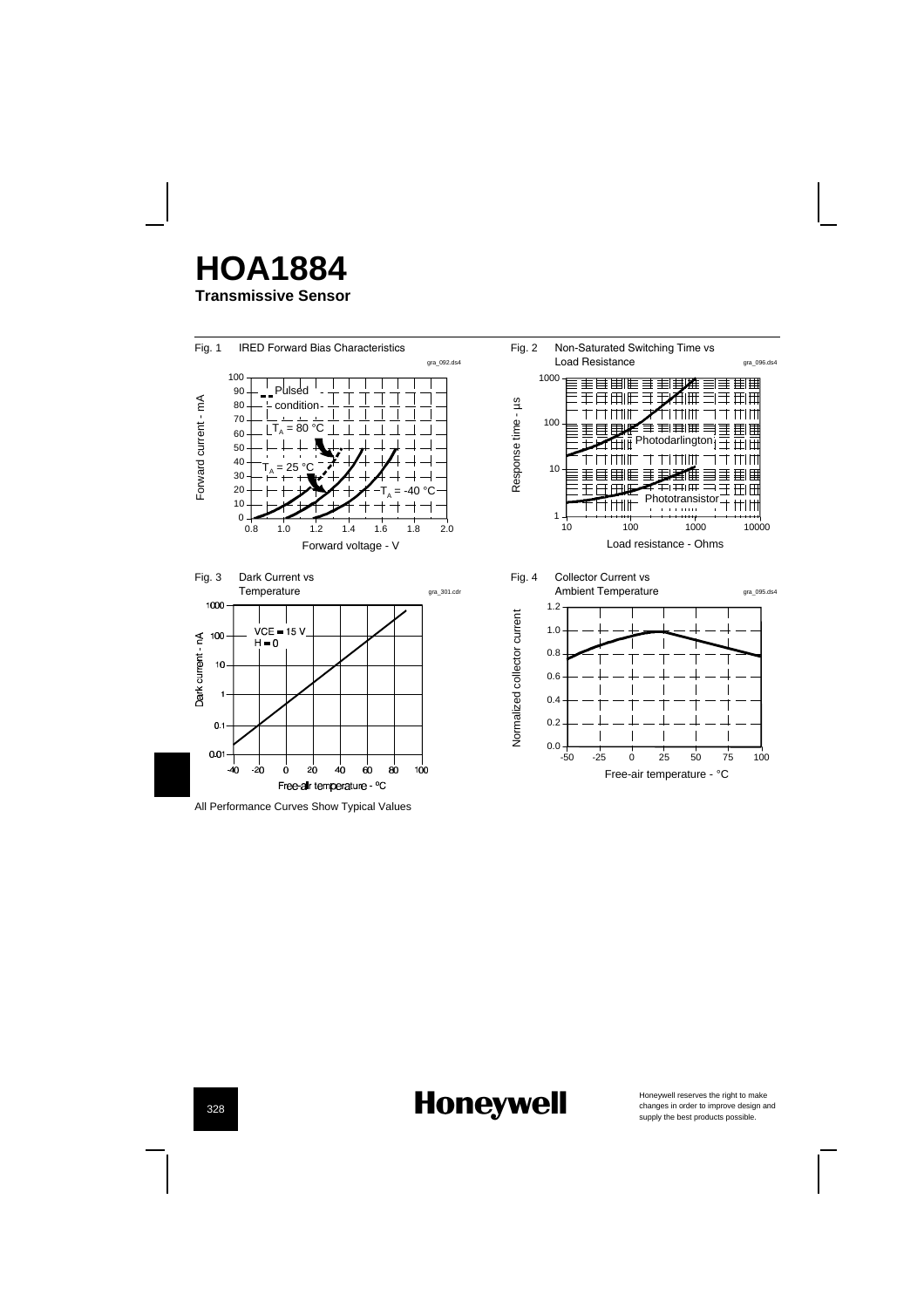# HOA1884

**Transmissive Sensor**

Fig. 1 IRED Forward Bias Characteristics

gra_092.ds4

Forward current - mA

Pulsed condition

$T_A$ = 80 °C

$T_A$ = 25 °C

$T_A$ = -40 °C

Forward voltage - V

Fig. 2 Non-Saturated Switching Time vs Load Resistance

gra_096.ds4

Response time - µs

Photodarlington

Phototransistor

Load resistance - Ohms

Fig. 3 Dark Current vs Temperature

gra_301.cdr

Dark current - nA

VCE = 15 V
H = 0

Free-air temperature - °C

Fig. 4 Collector Current vs Ambient Temperature

gra_095.ds4

Normalized collector current

Free-air temperature - °C

All Performance Curves Show Typical Values

Honeywell

Honeywell reserves the right to make changes in order to improve design and supply the best products possible.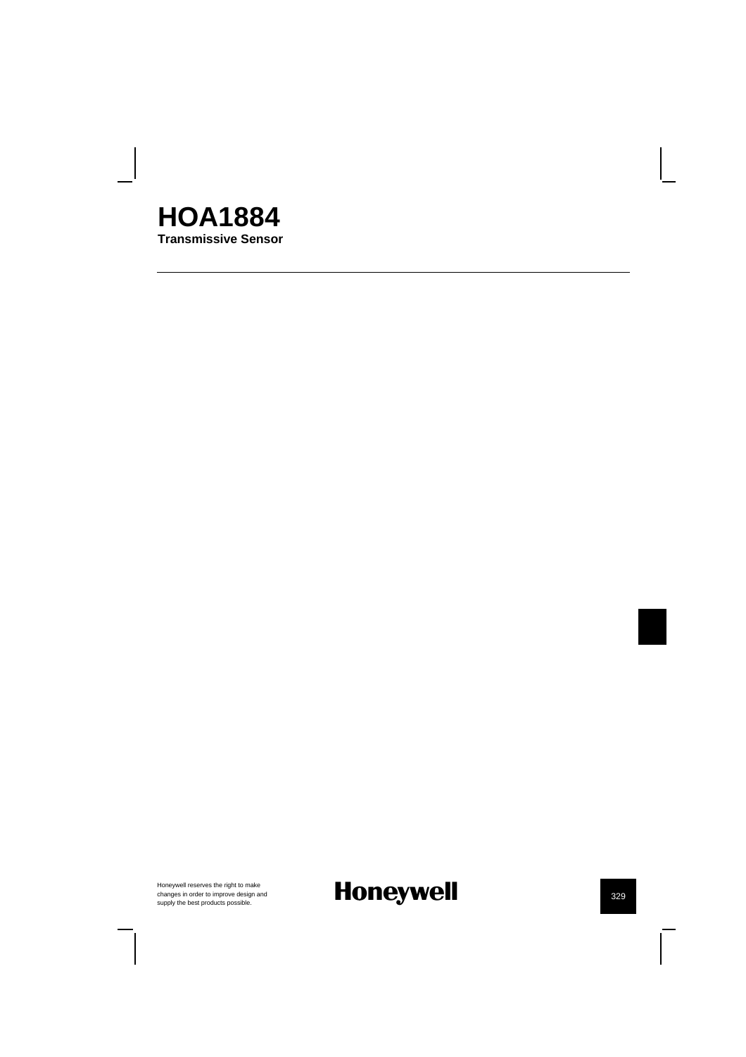# HOA1884

**Transmissive Sensor**

Honeywell reserves the right to make changes in order to improve design and supply the best products possible.

**Honeywell**